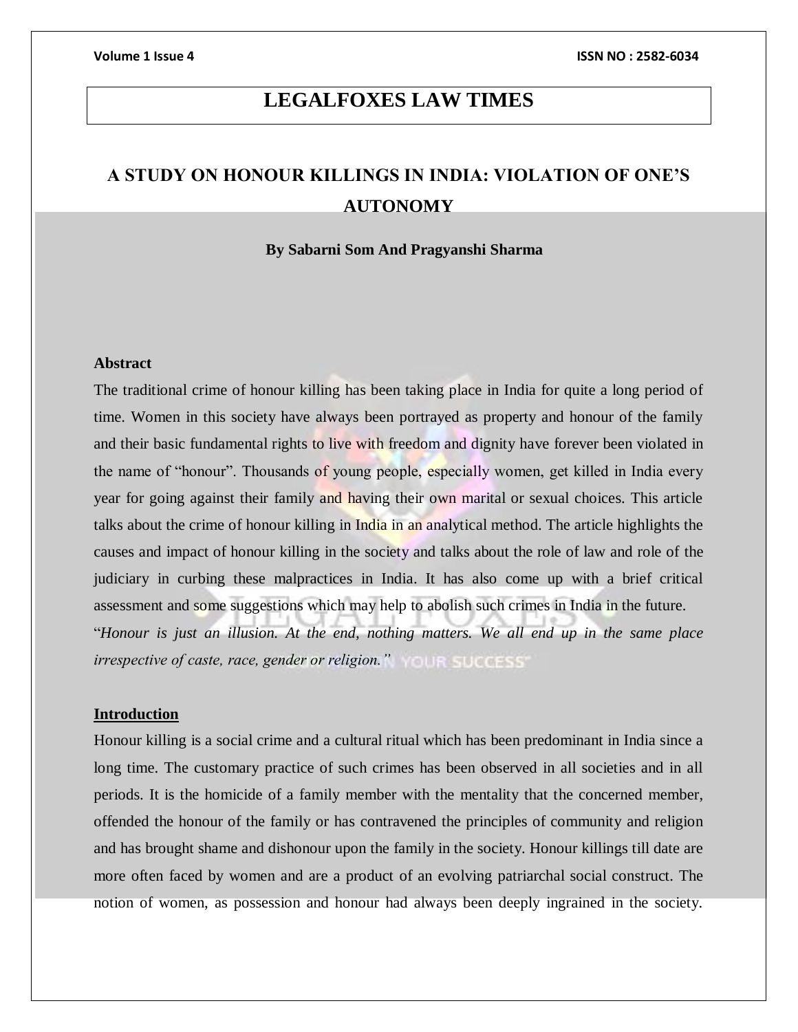# LEGALFOXES LAW TIMES

## A STUDY ON HONOUR KILLINGS IN INDIA: VIOLATION OF ONE'S AUTONOMY

**By Sabarni Som And Pragyanshi Sharma**

### Abstract

The traditional crime of honour killing has been taking place in India for quite a long period of time. Women in this society have always been portrayed as property and honour of the family and their basic fundamental rights to live with freedom and dignity have forever been violated in the name of "honour". Thousands of young people, especially women, get killed in India every year for going against their family and having their own marital or sexual choices. This article talks about the crime of honour killing in India in an analytical method. The article highlights the causes and impact of honour killing in the society and talks about the role of law and role of the judiciary in curbing these malpractices in India. It has also come up with a brief critical assessment and some suggestions which may help to abolish such crimes in India in the future.

"*Honour is just an illusion. At the end, nothing matters. We all end up in the same place irrespective of caste, race, gender or religion.*"

### Introduction

Honour killing is a social crime and a cultural ritual which has been predominant in India since a long time. The customary practice of such crimes has been observed in all societies and in all periods. It is the homicide of a family member with the mentality that the concerned member, offended the honour of the family or has contravened the principles of community and religion and has brought shame and dishonour upon the family in the society. Honour killings till date are more often faced by women and are a product of an evolving patriarchal social construct. The notion of women, as possession and honour had always been deeply ingrained in the society.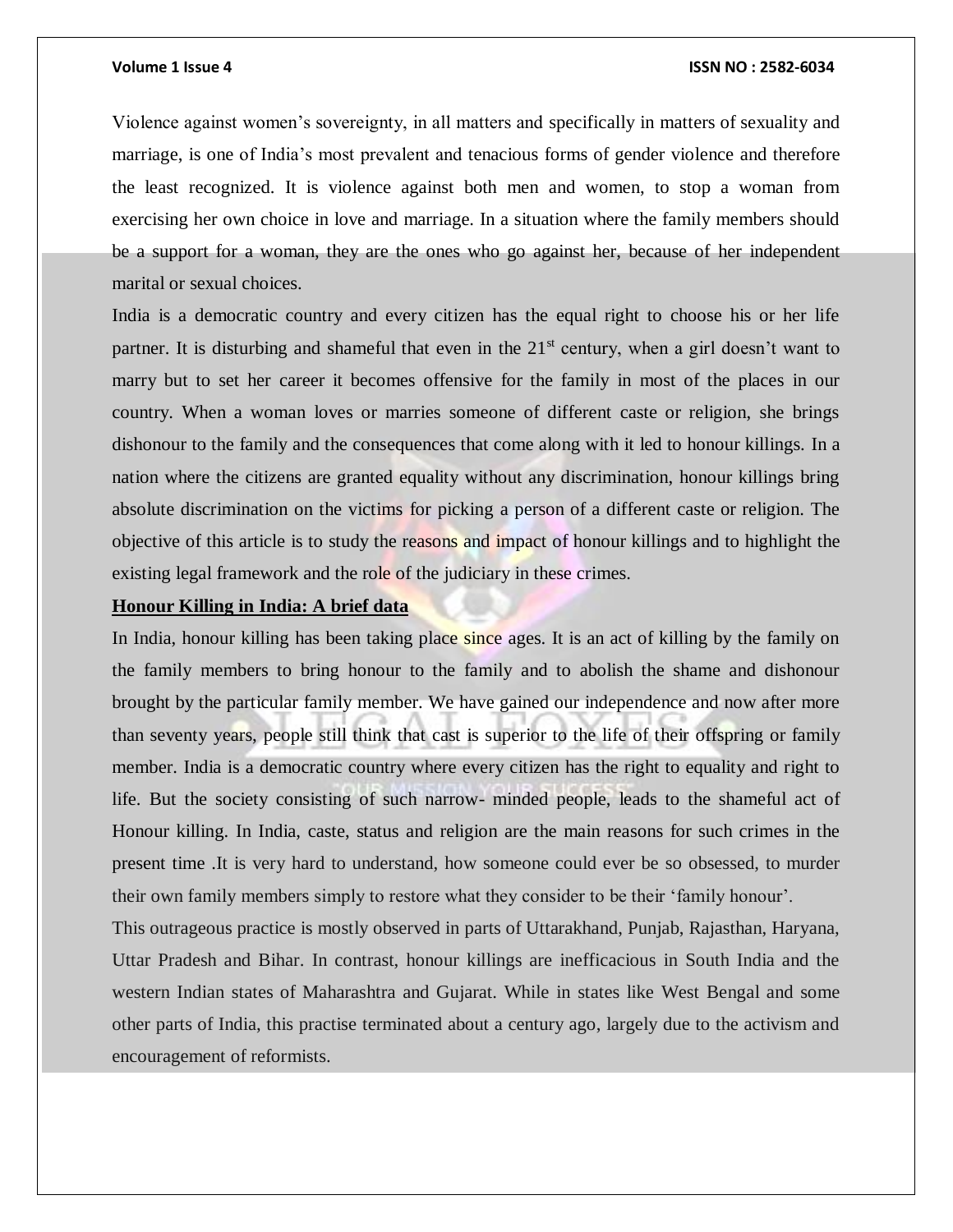Violence against women's sovereignty, in all matters and specifically in matters of sexuality and marriage, is one of India's most prevalent and tenacious forms of gender violence and therefore the least recognized. It is violence against both men and women, to stop a woman from exercising her own choice in love and marriage. In a situation where the family members should be a support for a woman, they are the ones who go against her, because of her independent marital or sexual choices.

India is a democratic country and every citizen has the equal right to choose his or her life partner. It is disturbing and shameful that even in the 21st century, when a girl doesn't want to marry but to set her career it becomes offensive for the family in most of the places in our country. When a woman loves or marries someone of different caste or religion, she brings dishonour to the family and the consequences that come along with it led to honour killings. In a nation where the citizens are granted equality without any discrimination, honour killings bring absolute discrimination on the victims for picking a person of a different caste or religion. The objective of this article is to study the reasons and impact of honour killings and to highlight the existing legal framework and the role of the judiciary in these crimes.

## Honour Killing in India: A brief data

In India, honour killing has been taking place since ages. It is an act of killing by the family on the family members to bring honour to the family and to abolish the shame and dishonour brought by the particular family member. We have gained our independence and now after more than seventy years, people still think that cast is superior to the life of their offspring or family member. India is a democratic country where every citizen has the right to equality and right to life. But the society consisting of such narrow- minded people, leads to the shameful act of Honour killing. In India, caste, status and religion are the main reasons for such crimes in the present time .It is very hard to understand, how someone could ever be so obsessed, to murder their own family members simply to restore what they consider to be their 'family honour'.

This outrageous practice is mostly observed in parts of Uttarakhand, Punjab, Rajasthan, Haryana, Uttar Pradesh and Bihar. In contrast, honour killings are inefficacious in South India and the western Indian states of Maharashtra and Gujarat. While in states like West Bengal and some other parts of India, this practise terminated about a century ago, largely due to the activism and encouragement of reformists.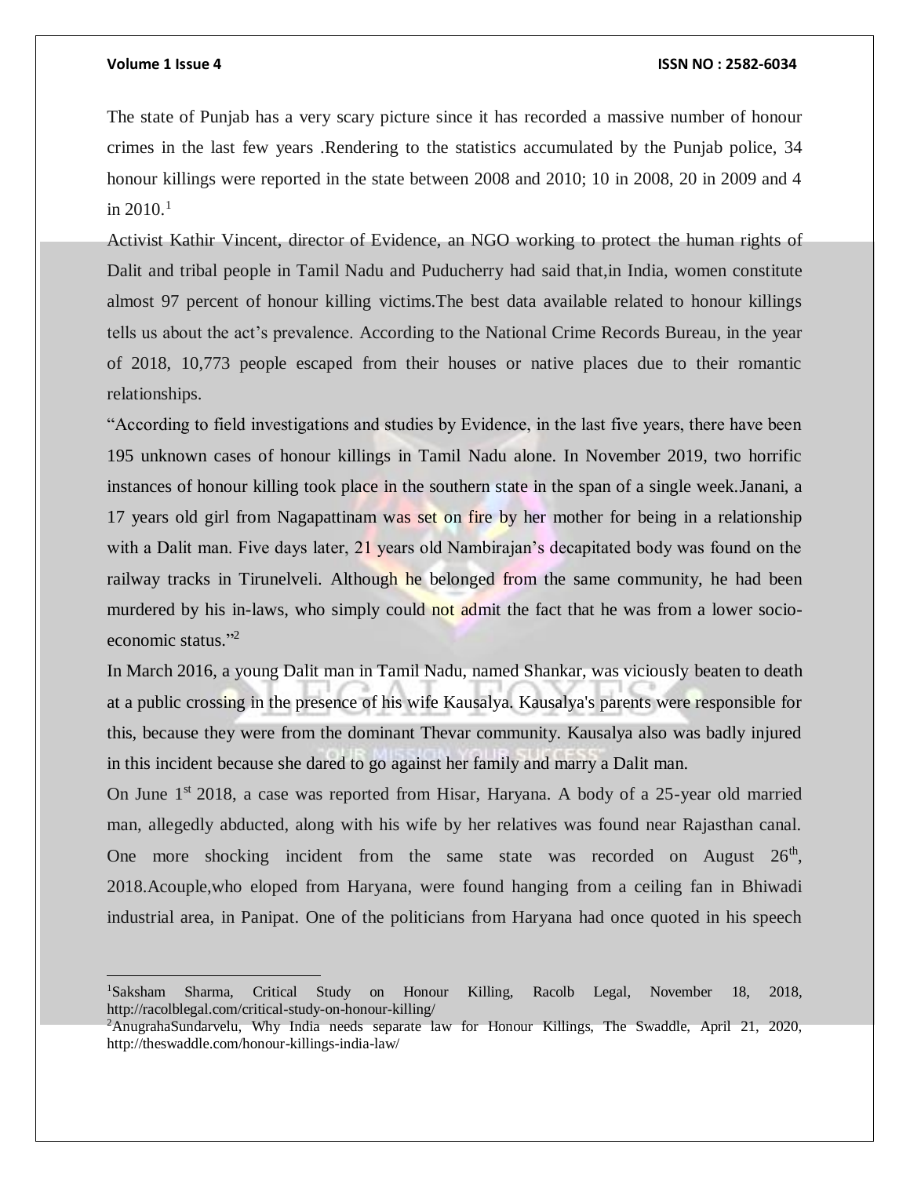The state of Punjab has a very scary picture since it has recorded a massive number of honour crimes in the last few years .Rendering to the statistics accumulated by the Punjab police, 34 honour killings were reported in the state between 2008 and 2010; 10 in 2008, 20 in 2009 and 4 in 2010.[1]

Activist Kathir Vincent, director of Evidence, an NGO working to protect the human rights of Dalit and tribal people in Tamil Nadu and Puducherry had said that,in India, women constitute almost 97 percent of honour killing victims.The best data available related to honour killings tells us about the act's prevalence. According to the National Crime Records Bureau, in the year of 2018, 10,773 people escaped from their houses or native places due to their romantic relationships.

"According to field investigations and studies by Evidence, in the last five years, there have been 195 unknown cases of honour killings in Tamil Nadu alone. In November 2019, two horrific instances of honour killing took place in the southern state in the span of a single week.Janani, a 17 years old girl from Nagapattinam was set on fire by her mother for being in a relationship with a Dalit man. Five days later, 21 years old Nambirajan's decapitated body was found on the railway tracks in Tirunelveli. Although he belonged from the same community, he had been murdered by his in-laws, who simply could not admit the fact that he was from a lower socio-economic status."[2]

In March 2016, a young Dalit man in Tamil Nadu, named Shankar, was viciously beaten to death at a public crossing in the presence of his wife Kausalya. Kausalya's parents were responsible for this, because they were from the dominant Thevar community. Kausalya also was badly injured in this incident because she dared to go against her family and marry a Dalit man.

On June 1st 2018, a case was reported from Hisar, Haryana. A body of a 25-year old married man, allegedly abducted, along with his wife by her relatives was found near Rajasthan canal. One more shocking incident from the same state was recorded on August 26th, 2018.Acouple,who eloped from Haryana, were found hanging from a ceiling fan in Bhiwadi industrial area, in Panipat. One of the politicians from Haryana had once quoted in his speech

---

[1]Saksham Sharma, Critical Study on Honour Killing, Racolb Legal, November 18, 2018, http://racolblegal.com/critical-study-on-honour-killing/

[2]AnugrahaSundarvelu, Why India needs separate law for Honour Killings, The Swaddle, April 21, 2020, http://theswaddle.com/honour-killings-india-law/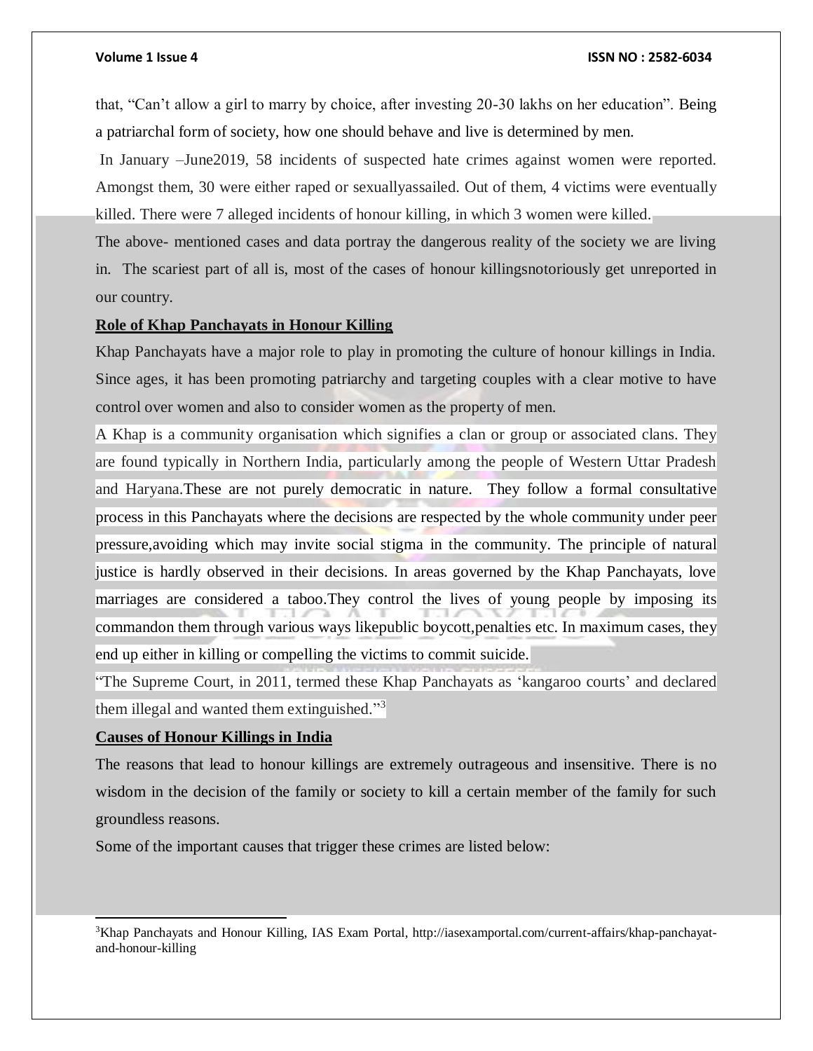that, "Can't allow a girl to marry by choice, after investing 20-30 lakhs on her education". Being a patriarchal form of society, how one should behave and live is determined by men.

In January –June2019, 58 incidents of suspected hate crimes against women were reported. Amongst them, 30 were either raped or sexuallyassailed. Out of them, 4 victims were eventually killed. There were 7 alleged incidents of honour killing, in which 3 women were killed.

The above- mentioned cases and data portray the dangerous reality of the society we are living in. The scariest part of all is, most of the cases of honour killingsnotoriously get unreported in our country.

**Role of Khap Panchayats in Honour Killing**

Khap Panchayats have a major role to play in promoting the culture of honour killings in India. Since ages, it has been promoting patriarchy and targeting couples with a clear motive to have control over women and also to consider women as the property of men.

A Khap is a community organisation which signifies a clan or group or associated clans. They are found typically in Northern India, particularly among the people of Western Uttar Pradesh and Haryana.These are not purely democratic in nature. They follow a formal consultative process in this Panchayats where the decisions are respected by the whole community under peer pressure,avoiding which may invite social stigma in the community. The principle of natural justice is hardly observed in their decisions. In areas governed by the Khap Panchayats, love marriages are considered a taboo.They control the lives of young people by imposing its commandon them through various ways likepublic boycott,penalties etc. In maximum cases, they end up either in killing or compelling the victims to commit suicide.

"The Supreme Court, in 2011, termed these Khap Panchayats as 'kangaroo courts' and declared them illegal and wanted them extinguished."[3]

**Causes of Honour Killings in India**

The reasons that lead to honour killings are extremely outrageous and insensitive. There is no wisdom in the decision of the family or society to kill a certain member of the family for such groundless reasons.

Some of the important causes that trigger these crimes are listed below:

---

[3]Khap Panchayats and Honour Killing, IAS Exam Portal, http://iasexamportal.com/current-affairs/khap-panchayat-and-honour-killing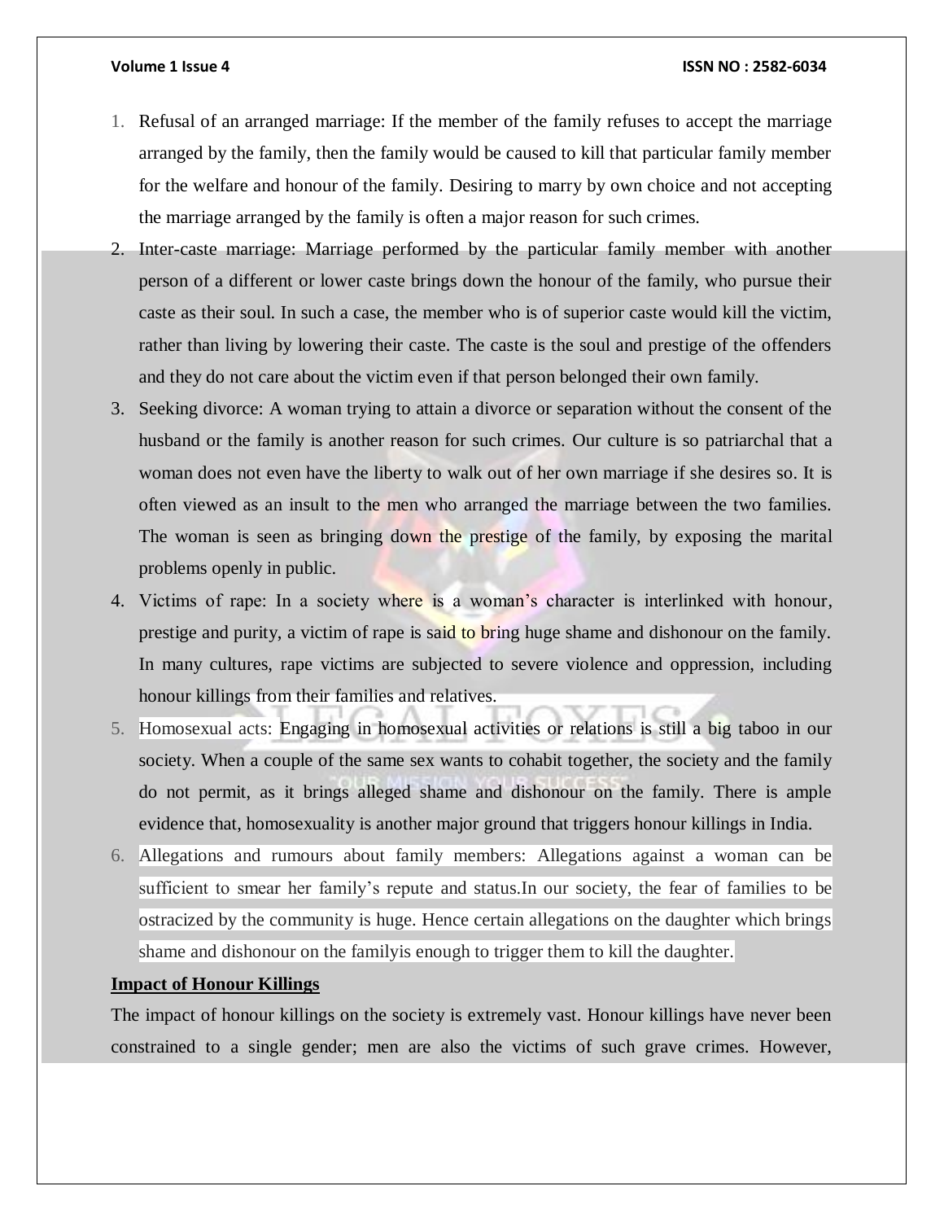1. Refusal of an arranged marriage: If the member of the family refuses to accept the marriage arranged by the family, then the family would be caused to kill that particular family member for the welfare and honour of the family. Desiring to marry by own choice and not accepting the marriage arranged by the family is often a major reason for such crimes.
2. Inter-caste marriage: Marriage performed by the particular family member with another person of a different or lower caste brings down the honour of the family, who pursue their caste as their soul. In such a case, the member who is of superior caste would kill the victim, rather than living by lowering their caste. The caste is the soul and prestige of the offenders and they do not care about the victim even if that person belonged their own family.
3. Seeking divorce: A woman trying to attain a divorce or separation without the consent of the husband or the family is another reason for such crimes. Our culture is so patriarchal that a woman does not even have the liberty to walk out of her own marriage if she desires so. It is often viewed as an insult to the men who arranged the marriage between the two families. The woman is seen as bringing down the prestige of the family, by exposing the marital problems openly in public.
4. Victims of rape: In a society where is a woman's character is interlinked with honour, prestige and purity, a victim of rape is said to bring huge shame and dishonour on the family. In many cultures, rape victims are subjected to severe violence and oppression, including honour killings from their families and relatives.
5. Homosexual acts: Engaging in homosexual activities or relations is still a big taboo in our society. When a couple of the same sex wants to cohabit together, the society and the family do not permit, as it brings alleged shame and dishonour on the family. There is ample evidence that, homosexuality is another major ground that triggers honour killings in India.
6. Allegations and rumours about family members: Allegations against a woman can be sufficient to smear her family's repute and status.In our society, the fear of families to be ostracized by the community is huge. Hence certain allegations on the daughter which brings shame and dishonour on the familyis enough to trigger them to kill the daughter.

**Impact of Honour Killings**

The impact of honour killings on the society is extremely vast. Honour killings have never been constrained to a single gender; men are also the victims of such grave crimes. However,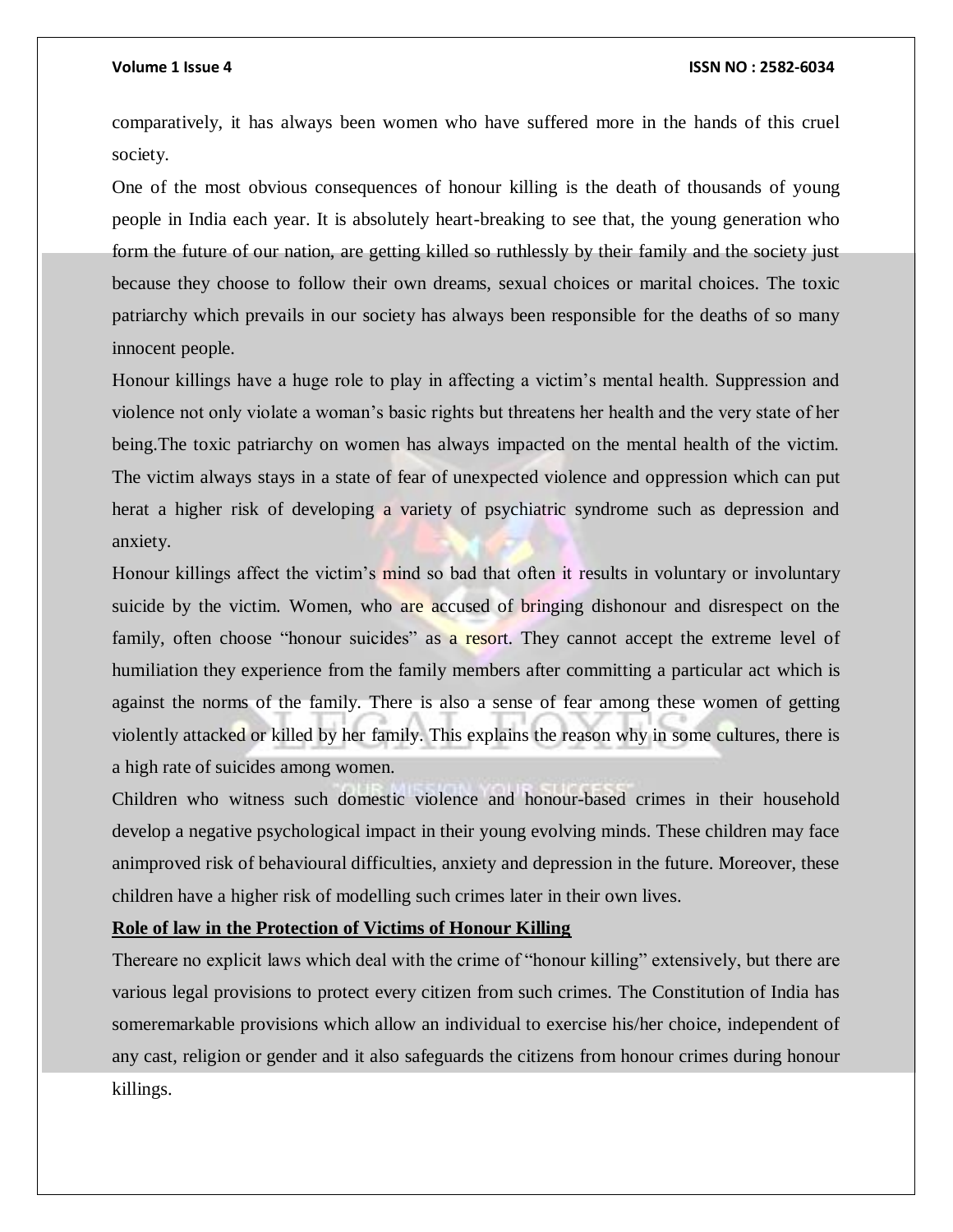comparatively, it has always been women who have suffered more in the hands of this cruel society.

One of the most obvious consequences of honour killing is the death of thousands of young people in India each year. It is absolutely heart-breaking to see that, the young generation who form the future of our nation, are getting killed so ruthlessly by their family and the society just because they choose to follow their own dreams, sexual choices or marital choices. The toxic patriarchy which prevails in our society has always been responsible for the deaths of so many innocent people.

Honour killings have a huge role to play in affecting a victim's mental health. Suppression and violence not only violate a woman's basic rights but threatens her health and the very state of her being.The toxic patriarchy on women has always impacted on the mental health of the victim. The victim always stays in a state of fear of unexpected violence and oppression which can put herat a higher risk of developing a variety of psychiatric syndrome such as depression and anxiety.

Honour killings affect the victim's mind so bad that often it results in voluntary or involuntary suicide by the victim. Women, who are accused of bringing dishonour and disrespect on the family, often choose "honour suicides" as a resort. They cannot accept the extreme level of humiliation they experience from the family members after committing a particular act which is against the norms of the family. There is also a sense of fear among these women of getting violently attacked or killed by her family. This explains the reason why in some cultures, there is a high rate of suicides among women.

Children who witness such domestic violence and honour-based crimes in their household develop a negative psychological impact in their young evolving minds. These children may face animproved risk of behavioural difficulties, anxiety and depression in the future. Moreover, these children have a higher risk of modelling such crimes later in their own lives.

**Role of law in the Protection of Victims of Honour Killing**

Thereare no explicit laws which deal with the crime of "honour killing" extensively, but there are various legal provisions to protect every citizen from such crimes. The Constitution of India has someremarkable provisions which allow an individual to exercise his/her choice, independent of any cast, religion or gender and it also safeguards the citizens from honour crimes during honour killings.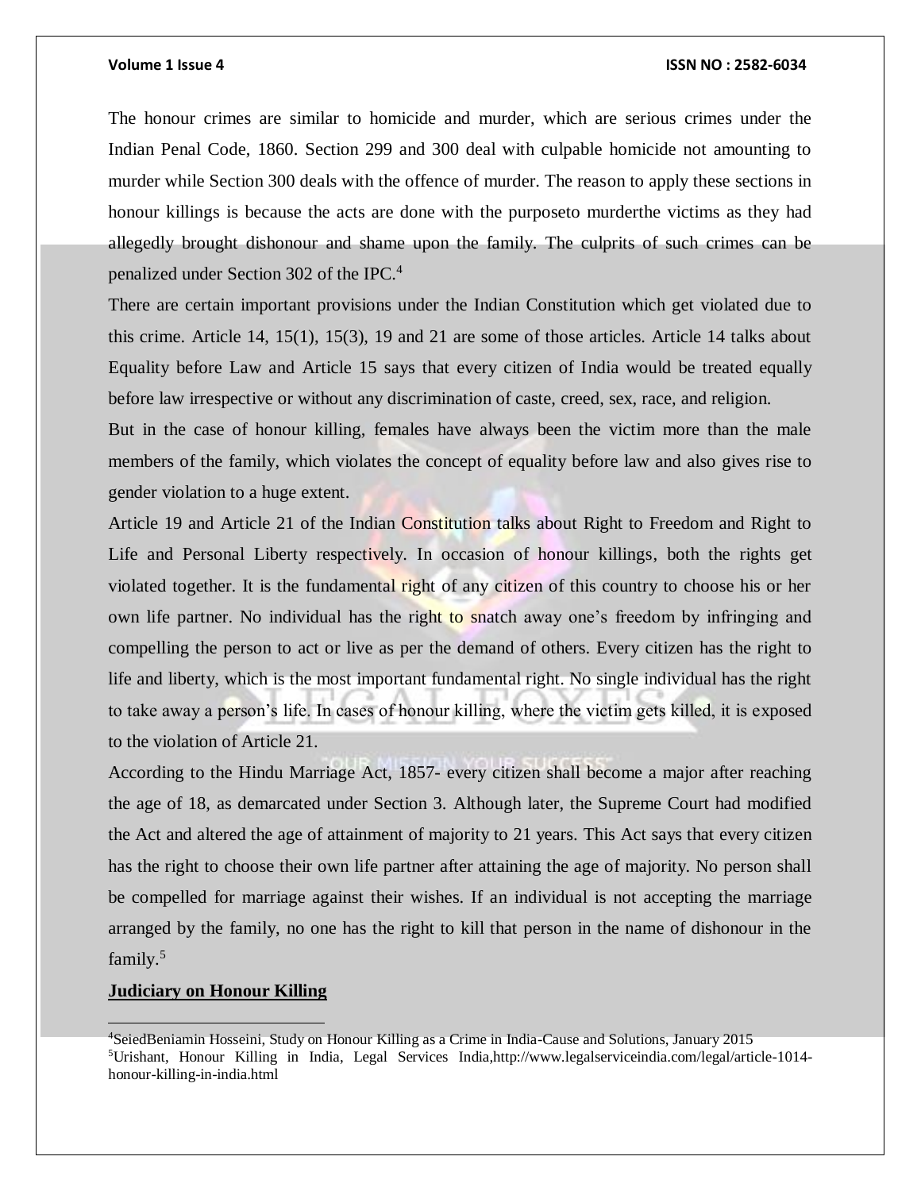The honour crimes are similar to homicide and murder, which are serious crimes under the Indian Penal Code, 1860. Section 299 and 300 deal with culpable homicide not amounting to murder while Section 300 deals with the offence of murder. The reason to apply these sections in honour killings is because the acts are done with the purposeto murderthe victims as they had allegedly brought dishonour and shame upon the family. The culprits of such crimes can be penalized under Section 302 of the IPC.[4]

There are certain important provisions under the Indian Constitution which get violated due to this crime. Article 14, 15(1), 15(3), 19 and 21 are some of those articles. Article 14 talks about Equality before Law and Article 15 says that every citizen of India would be treated equally before law irrespective or without any discrimination of caste, creed, sex, race, and religion.

But in the case of honour killing, females have always been the victim more than the male members of the family, which violates the concept of equality before law and also gives rise to gender violation to a huge extent.

Article 19 and Article 21 of the Indian Constitution talks about Right to Freedom and Right to Life and Personal Liberty respectively. In occasion of honour killings, both the rights get violated together. It is the fundamental right of any citizen of this country to choose his or her own life partner. No individual has the right to snatch away one's freedom by infringing and compelling the person to act or live as per the demand of others. Every citizen has the right to life and liberty, which is the most important fundamental right. No single individual has the right to take away a person's life. In cases of honour killing, where the victim gets killed, it is exposed to the violation of Article 21.

According to the Hindu Marriage Act, 1857- every citizen shall become a major after reaching the age of 18, as demarcated under Section 3. Although later, the Supreme Court had modified the Act and altered the age of attainment of majority to 21 years. This Act says that every citizen has the right to choose their own life partner after attaining the age of majority. No person shall be compelled for marriage against their wishes. If an individual is not accepting the marriage arranged by the family, no one has the right to kill that person in the name of dishonour in the family.[5]

**Judiciary on Honour Killing**

---

[4]SeiedBeniamin Hosseini, Study on Honour Killing as a Crime in India-Cause and Solutions, January 2015

[5]Urishant, Honour Killing in India, Legal Services India,http://www.legalserviceindia.com/legal/article-1014-honour-killing-in-india.html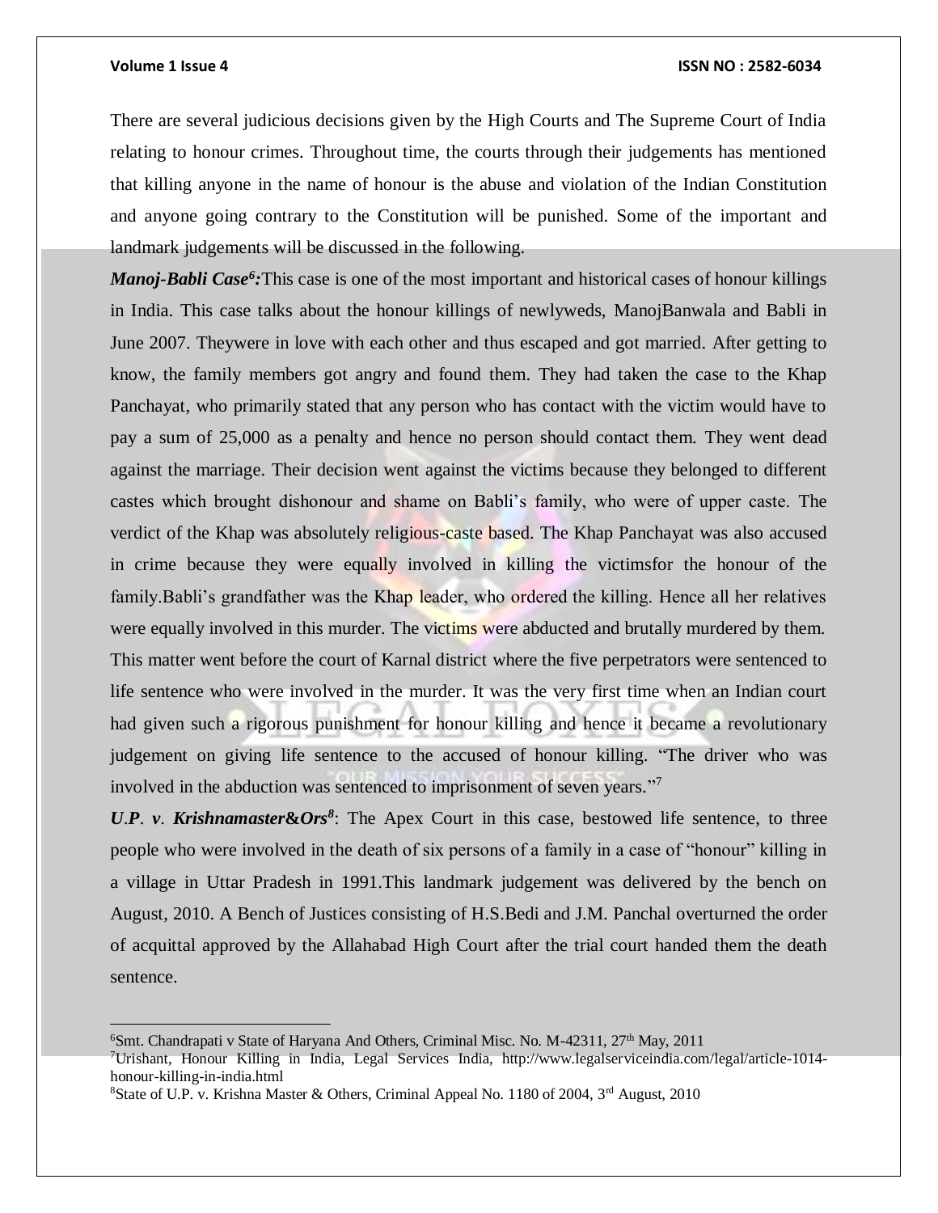There are several judicious decisions given by the High Courts and The Supreme Court of India relating to honour crimes. Throughout time, the courts through their judgements has mentioned that killing anyone in the name of honour is the abuse and violation of the Indian Constitution and anyone going contrary to the Constitution will be punished. Some of the important and landmark judgements will be discussed in the following.

***Manoj-Babli Case*[6]*:***This case is one of the most important and historical cases of honour killings in India. This case talks about the honour killings of newlyweds, ManojBanwala and Babli in June 2007. Theywere in love with each other and thus escaped and got married. After getting to know, the family members got angry and found them. They had taken the case to the Khap Panchayat, who primarily stated that any person who has contact with the victim would have to pay a sum of 25,000 as a penalty and hence no person should contact them. They went dead against the marriage. Their decision went against the victims because they belonged to different castes which brought dishonour and shame on Babli's family, who were of upper caste. The verdict of the Khap was absolutely religious-caste based. The Khap Panchayat was also accused in crime because they were equally involved in killing the victimsfor the honour of the family.Babli's grandfather was the Khap leader, who ordered the killing. Hence all her relatives were equally involved in this murder. The victims were abducted and brutally murdered by them. This matter went before the court of Karnal district where the five perpetrators were sentenced to life sentence who were involved in the murder. It was the very first time when an Indian court had given such a rigorous punishment for honour killing and hence it became a revolutionary judgement on giving life sentence to the accused of honour killing. "The driver who was involved in the abduction was sentenced to imprisonment of seven years."[7]

***U.P. v. Krishnamaster&Ors*[8]**: The Apex Court in this case, bestowed life sentence, to three people who were involved in the death of six persons of a family in a case of "honour" killing in a village in Uttar Pradesh in 1991.This landmark judgement was delivered by the bench on August, 2010. A Bench of Justices consisting of H.S.Bedi and J.M. Panchal overturned the order of acquittal approved by the Allahabad High Court after the trial court handed them the death sentence.

---

[6]Smt. Chandrapati v State of Haryana And Others, Criminal Misc. No. M-42311, 27th May, 2011

[7]Urishant, Honour Killing in India, Legal Services India, http://www.legalserviceindia.com/legal/article-1014-honour-killing-in-india.html

[8]State of U.P. v. Krishna Master & Others, Criminal Appeal No. 1180 of 2004, 3rd August, 2010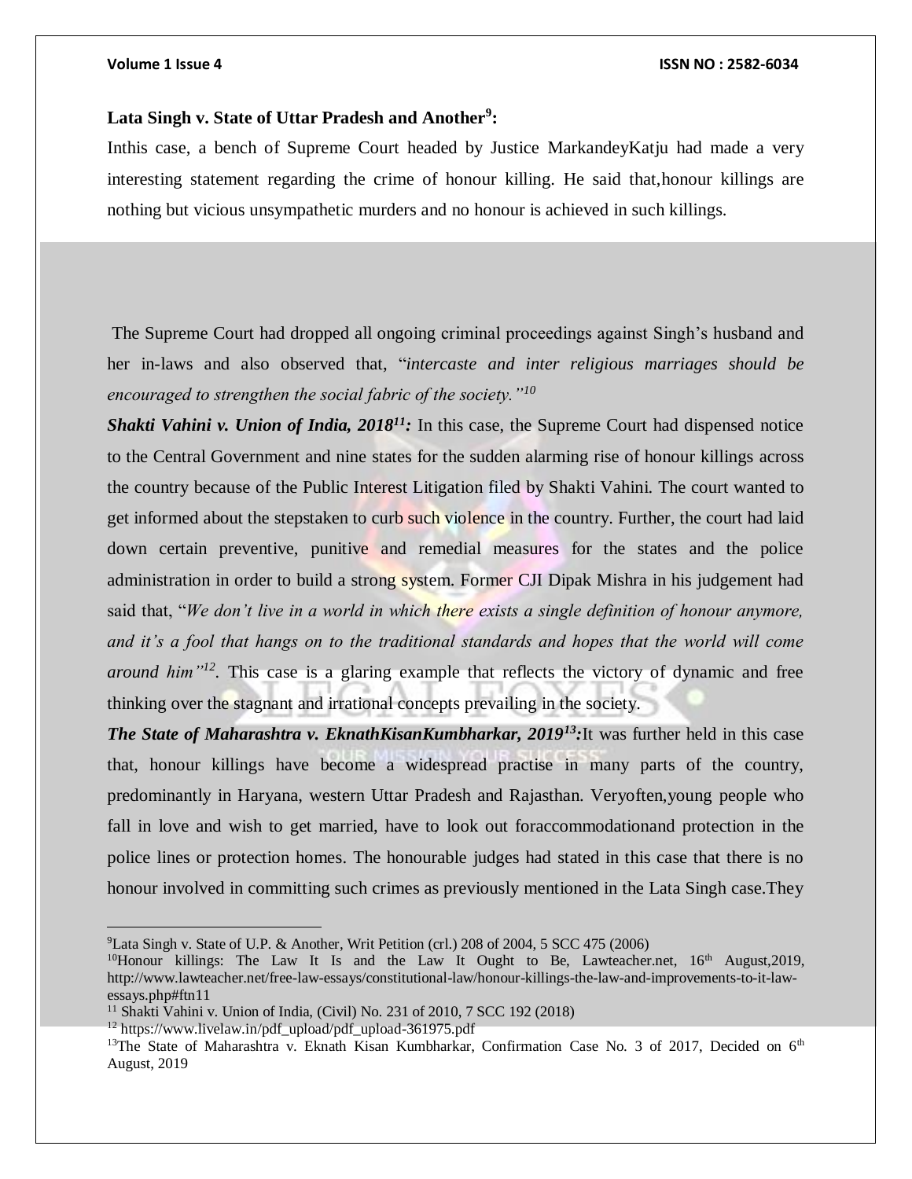**Lata Singh v. State of Uttar Pradesh and Another[9]:**

Inthis case, a bench of Supreme Court headed by Justice MarkandeyKatju had made a very interesting statement regarding the crime of honour killing. He said that,honour killings are nothing but vicious unsympathetic murders and no honour is achieved in such killings.

The Supreme Court had dropped all ongoing criminal proceedings against Singh's husband and her in-laws and also observed that, "*intercaste and inter religious marriages should be encouraged to strengthen the social fabric of the society.*"[10]

***Shakti Vahini v. Union of India, 2018[11]:*** In this case, the Supreme Court had dispensed notice to the Central Government and nine states for the sudden alarming rise of honour killings across the country because of the Public Interest Litigation filed by Shakti Vahini. The court wanted to get informed about the stepstaken to curb such violence in the country. Further, the court had laid down certain preventive, punitive and remedial measures for the states and the police administration in order to build a strong system. Former CJI Dipak Mishra in his judgement had said that, "*We don't live in a world in which there exists a single definition of honour anymore, and it's a fool that hangs on to the traditional standards and hopes that the world will come around him*"[12]. This case is a glaring example that reflects the victory of dynamic and free thinking over the stagnant and irrational concepts prevailing in the society.

***The State of Maharashtra v. EknathKisanKumbharkar, 2019[13]:*** It was further held in this case that, honour killings have become a widespread practise in many parts of the country, predominantly in Haryana, western Uttar Pradesh and Rajasthan. Veryoften,young people who fall in love and wish to get married, have to look out foraccommodationand protection in the police lines or protection homes. The honourable judges had stated in this case that there is no honour involved in committing such crimes as previously mentioned in the Lata Singh case.They

---

[9]Lata Singh v. State of U.P. & Another, Writ Petition (crl.) 208 of 2004, 5 SCC 475 (2006)

[10]Honour killings: The Law It Is and the Law It Ought to Be, Lawteacher.net, 16th August,2019, http://www.lawteacher.net/free-law-essays/constitutional-law/honour-killings-the-law-and-improvements-to-it-law-essays.php#ftn11

[11] Shakti Vahini v. Union of India, (Civil) No. 231 of 2010, 7 SCC 192 (2018)

[12] https://www.livelaw.in/pdf_upload/pdf_upload-361975.pdf

[13]The State of Maharashtra v. Eknath Kisan Kumbharkar, Confirmation Case No. 3 of 2017, Decided on 6th August, 2019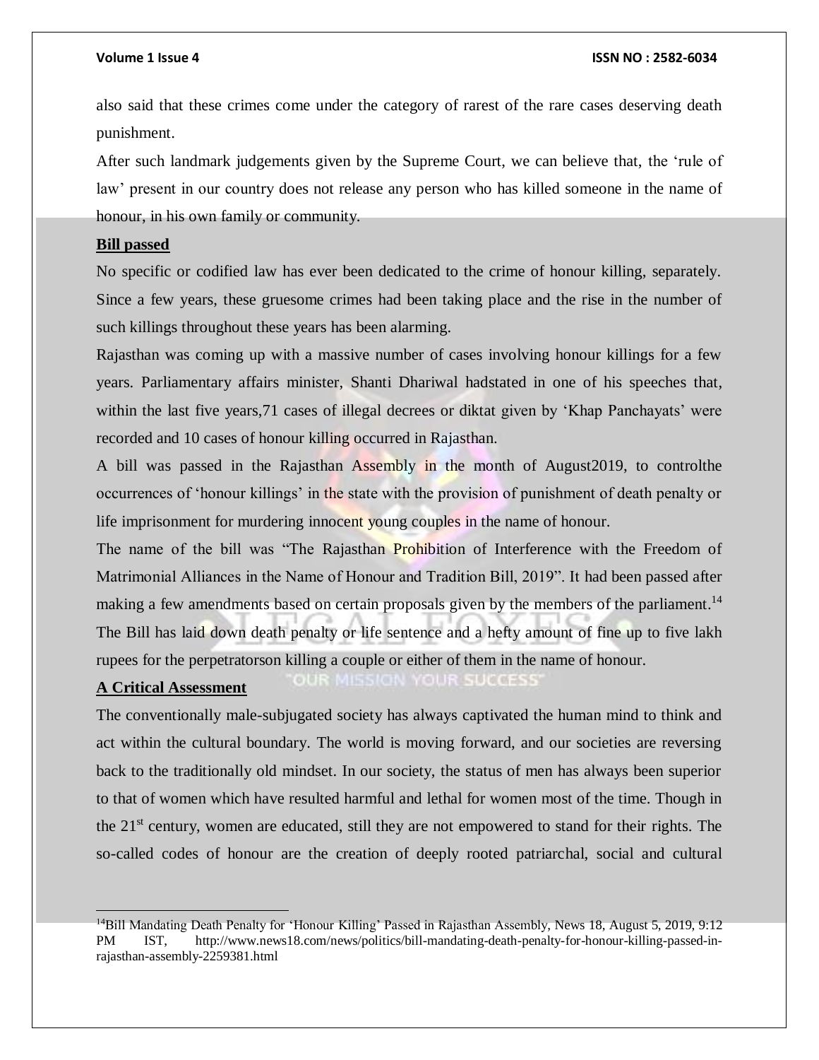also said that these crimes come under the category of rarest of the rare cases deserving death punishment.

After such landmark judgements given by the Supreme Court, we can believe that, the 'rule of law' present in our country does not release any person who has killed someone in the name of honour, in his own family or community.

**Bill passed**

No specific or codified law has ever been dedicated to the crime of honour killing, separately. Since a few years, these gruesome crimes had been taking place and the rise in the number of such killings throughout these years has been alarming.

Rajasthan was coming up with a massive number of cases involving honour killings for a few years. Parliamentary affairs minister, Shanti Dhariwal hadstated in one of his speeches that, within the last five years,71 cases of illegal decrees or diktat given by 'Khap Panchayats' were recorded and 10 cases of honour killing occurred in Rajasthan.

A bill was passed in the Rajasthan Assembly in the month of August2019, to controlthe occurrences of 'honour killings' in the state with the provision of punishment of death penalty or life imprisonment for murdering innocent young couples in the name of honour.

The name of the bill was "The Rajasthan Prohibition of Interference with the Freedom of Matrimonial Alliances in the Name of Honour and Tradition Bill, 2019". It had been passed after making a few amendments based on certain proposals given by the members of the parliament.[14] The Bill has laid down death penalty or life sentence and a hefty amount of fine up to five lakh rupees for the perpetratorson killing a couple or either of them in the name of honour.

**A Critical Assessment**

The conventionally male-subjugated society has always captivated the human mind to think and act within the cultural boundary. The world is moving forward, and our societies are reversing back to the traditionally old mindset. In our society, the status of men has always been superior to that of women which have resulted harmful and lethal for women most of the time. Though in the 21st century, women are educated, still they are not empowered to stand for their rights. The so-called codes of honour are the creation of deeply rooted patriarchal, social and cultural

---

[14]Bill Mandating Death Penalty for 'Honour Killing' Passed in Rajasthan Assembly, News 18, August 5, 2019, 9:12 PM IST, http://www.news18.com/news/politics/bill-mandating-death-penalty-for-honour-killing-passed-in-rajasthan-assembly-2259381.html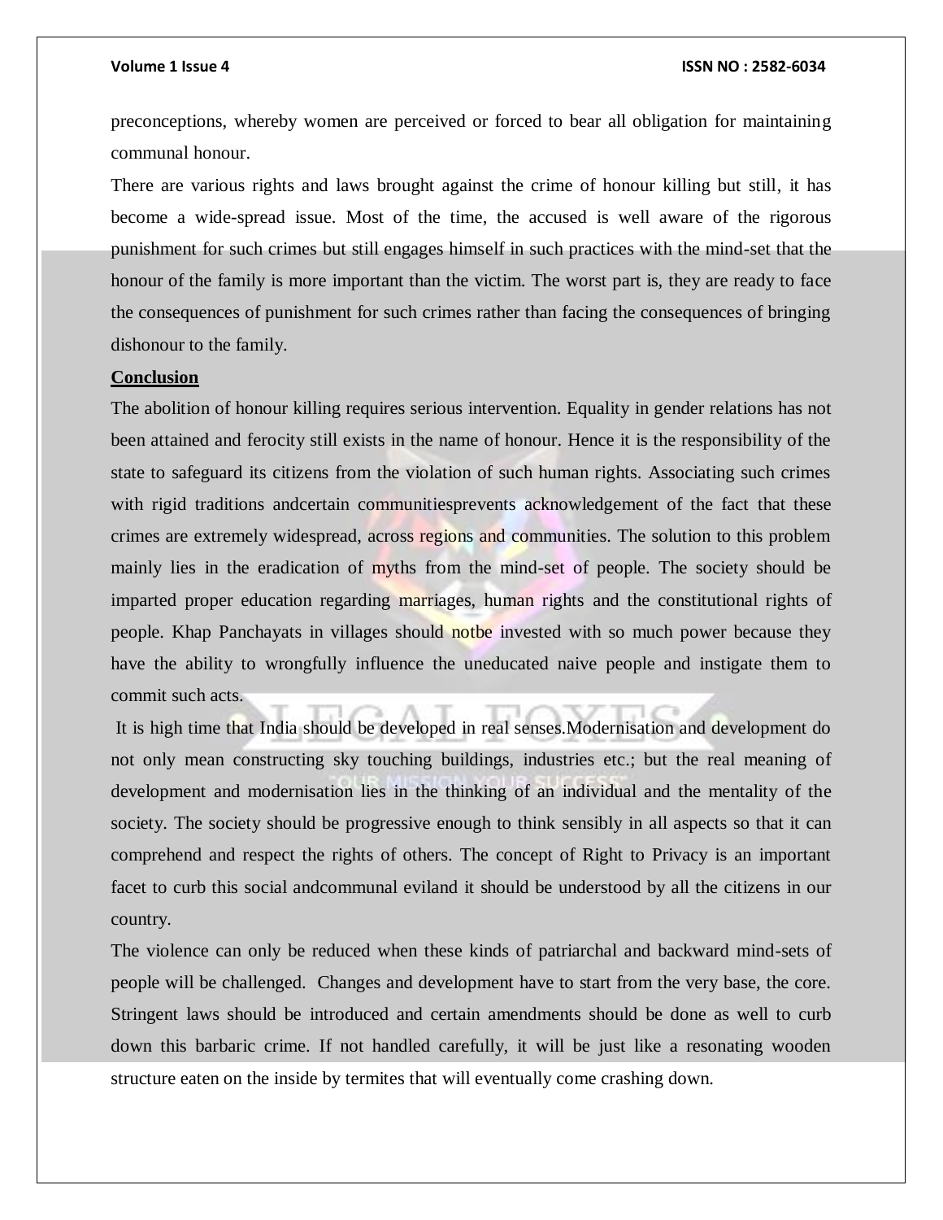preconceptions, whereby women are perceived or forced to bear all obligation for maintaining communal honour.

There are various rights and laws brought against the crime of honour killing but still, it has become a wide-spread issue. Most of the time, the accused is well aware of the rigorous punishment for such crimes but still engages himself in such practices with the mind-set that the honour of the family is more important than the victim. The worst part is, they are ready to face the consequences of punishment for such crimes rather than facing the consequences of bringing dishonour to the family.

**Conclusion**

The abolition of honour killing requires serious intervention. Equality in gender relations has not been attained and ferocity still exists in the name of honour. Hence it is the responsibility of the state to safeguard its citizens from the violation of such human rights. Associating such crimes with rigid traditions andcertain communitiesprevents acknowledgement of the fact that these crimes are extremely widespread, across regions and communities. The solution to this problem mainly lies in the eradication of myths from the mind-set of people. The society should be imparted proper education regarding marriages, human rights and the constitutional rights of people. Khap Panchayats in villages should notbe invested with so much power because they have the ability to wrongfully influence the uneducated naive people and instigate them to commit such acts.

It is high time that India should be developed in real senses.Modernisation and development do not only mean constructing sky touching buildings, industries etc.; but the real meaning of development and modernisation lies in the thinking of an individual and the mentality of the society. The society should be progressive enough to think sensibly in all aspects so that it can comprehend and respect the rights of others. The concept of Right to Privacy is an important facet to curb this social andcommunal eviland it should be understood by all the citizens in our country.

The violence can only be reduced when these kinds of patriarchal and backward mind-sets of people will be challenged. Changes and development have to start from the very base, the core. Stringent laws should be introduced and certain amendments should be done as well to curb down this barbaric crime. If not handled carefully, it will be just like a resonating wooden structure eaten on the inside by termites that will eventually come crashing down.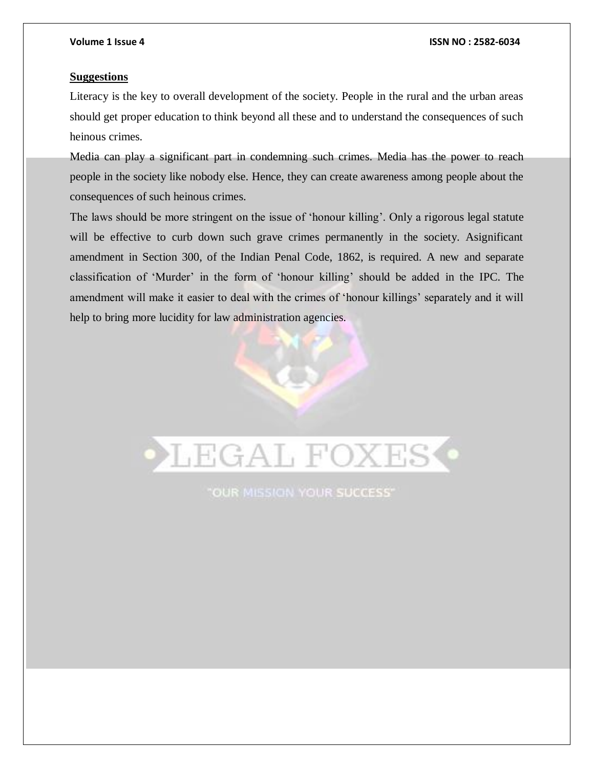**Suggestions**

Literacy is the key to overall development of the society. People in the rural and the urban areas should get proper education to think beyond all these and to understand the consequences of such heinous crimes.

Media can play a significant part in condemning such crimes. Media has the power to reach people in the society like nobody else. Hence, they can create awareness among people about the consequences of such heinous crimes.

The laws should be more stringent on the issue of 'honour killing'. Only a rigorous legal statute will be effective to curb down such grave crimes permanently in the society. Asignificant amendment in Section 300, of the Indian Penal Code, 1862, is required. A new and separate classification of 'Murder' in the form of 'honour killing' should be added in the IPC. The amendment will make it easier to deal with the crimes of 'honour killings' separately and it will help to bring more lucidity for law administration agencies.